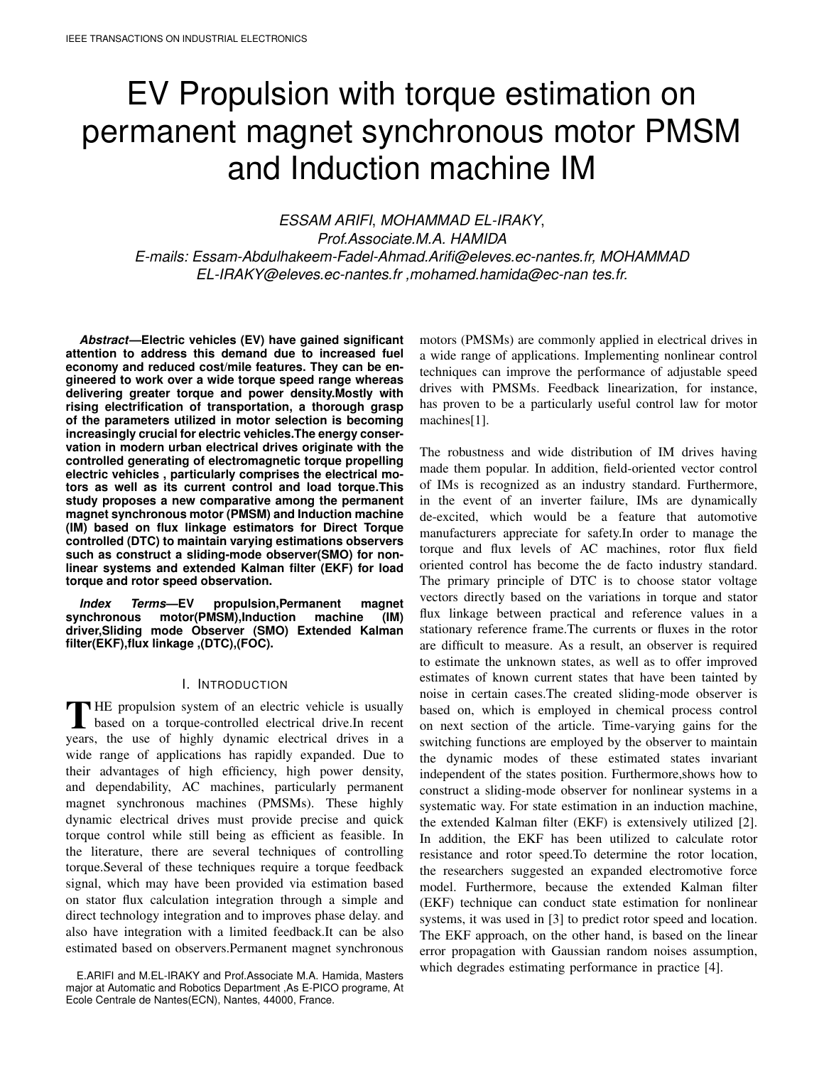# EV Propulsion with torque estimation on permanent magnet synchronous motor PMSM and Induction machine IM

*ESSAM ARIFI*, *MOHAMMAD EL-IRAKY*,
*Prof.Associate.M.A. HAMIDA*
*E-mails: Essam-Abdulhakeem-Fadel-Ahmad.Arifi@eleves.ec-nantes.fr, MOHAMMAD EL-IRAKY@eleves.ec-nantes.fr ,mohamed.hamida@ec-nan tes.fr.*

***Abstract*—Electric vehicles (EV) have gained significant attention to address this demand due to increased fuel economy and reduced cost/mile features. They can be engineered to work over a wide torque speed range whereas delivering greater torque and power density.Mostly with rising electrification of transportation, a thorough grasp of the parameters utilized in motor selection is becoming increasingly crucial for electric vehicles.The energy conservation in modern urban electrical drives originate with the controlled generating of electromagnetic torque propelling electric vehicles , particularly comprises the electrical motors as well as its current control and load torque.This study proposes a new comparative among the permanent magnet synchronous motor (PMSM) and Induction machine (IM) based on flux linkage estimators for Direct Torque controlled (DTC) to maintain varying estimations observers such as construct a sliding-mode observer(SMO) for nonlinear systems and extended Kalman filter (EKF) for load torque and rotor speed observation.**

***Index Terms*—EV propulsion,Permanent magnet synchronous motor(PMSM),Induction machine (IM) driver,Sliding mode Observer (SMO) Extended Kalman filter(EKF),flux linkage ,(DTC),(FOC).**

## I. INTRODUCTION

THE propulsion system of an electric vehicle is usually based on a torque-controlled electrical drive.In recent years, the use of highly dynamic electrical drives in a wide range of applications has rapidly expanded. Due to their advantages of high efficiency, high power density, and dependability, AC machines, particularly permanent magnet synchronous machines (PMSMs). These highly dynamic electrical drives must provide precise and quick torque control while still being as efficient as feasible. In the literature, there are several techniques of controlling torque.Several of these techniques require a torque feedback signal, which may have been provided via estimation based on stator flux calculation integration through a simple and direct technology integration and to improves phase delay. and also have integration with a limited feedback.It can be also estimated based on observers.Permanent magnet synchronous motors (PMSMs) are commonly applied in electrical drives in a wide range of applications. Implementing nonlinear control techniques can improve the performance of adjustable speed drives with PMSMs. Feedback linearization, for instance, has proven to be a particularly useful control law for motor machines[1].

The robustness and wide distribution of IM drives having made them popular. In addition, field-oriented vector control of IMs is recognized as an industry standard. Furthermore, in the event of an inverter failure, IMs are dynamically de-excited, which would be a feature that automotive manufacturers appreciate for safety.In order to manage the torque and flux levels of AC machines, rotor flux field oriented control has become the de facto industry standard. The primary principle of DTC is to choose stator voltage vectors directly based on the variations in torque and stator flux linkage between practical and reference values in a stationary reference frame.The currents or fluxes in the rotor are difficult to measure. As a result, an observer is required to estimate the unknown states, as well as to offer improved estimates of known current states that have been tainted by noise in certain cases.The created sliding-mode observer is based on, which is employed in chemical process control on next section of the article. Time-varying gains for the switching functions are employed by the observer to maintain the dynamic modes of these estimated states invariant independent of the states position. Furthermore,shows how to construct a sliding-mode observer for nonlinear systems in a systematic way. For state estimation in an induction machine, the extended Kalman filter (EKF) is extensively utilized [2]. In addition, the EKF has been utilized to calculate rotor resistance and rotor speed.To determine the rotor location, the researchers suggested an expanded electromotive force model. Furthermore, because the extended Kalman filter (EKF) technique can conduct state estimation for nonlinear systems, it was used in [3] to predict rotor speed and location. The EKF approach, on the other hand, is based on the linear error propagation with Gaussian random noises assumption, which degrades estimating performance in practice [4].

E.ARIFI and M.EL-IRAKY and Prof.Associate M.A. Hamida, Masters major at Automatic and Robotics Department ,As E-PICO programe, At Ecole Centrale de Nantes(ECN), Nantes, 44000, France.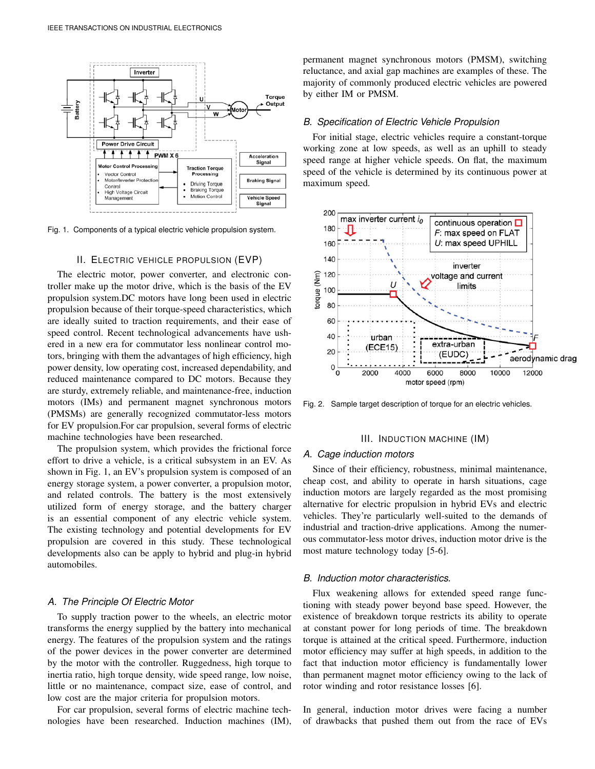Fig. 1. Components of a typical electric vehicle propulsion system.

## II. Electric Vehicle Propulsion (EVP)

The electric motor, power converter, and electronic controller make up the motor drive, which is the basis of the EV propulsion system.DC motors have long been used in electric propulsion because of their torque-speed characteristics, which are ideally suited to traction requirements, and their ease of speed control. Recent technological advancements have ushered in a new era for commutator less nonlinear control motors, bringing with them the advantages of high efficiency, high power density, low operating cost, increased dependability, and reduced maintenance compared to DC motors. Because they are sturdy, extremely reliable, and maintenance-free, induction motors (IMs) and permanent magnet synchronous motors (PMSMs) are generally recognized commutator-less motors for EV propulsion.For car propulsion, several forms of electric machine technologies have been researched.

The propulsion system, which provides the frictional force effort to drive a vehicle, is a critical subsystem in an EV. As shown in Fig. 1, an EV's propulsion system is composed of an energy storage system, a power converter, a propulsion motor, and related controls. The battery is the most extensively utilized form of energy storage, and the battery charger is an essential component of any electric vehicle system. The existing technology and potential developments for EV propulsion are covered in this study. These technological developments also can be apply to hybrid and plug-in hybrid automobiles.

### A. The Principle Of Electric Motor

To supply traction power to the wheels, an electric motor transforms the energy supplied by the battery into mechanical energy. The features of the propulsion system and the ratings of the power devices in the power converter are determined by the motor with the controller. Ruggedness, high torque to inertia ratio, high torque density, wide speed range, low noise, little or no maintenance, compact size, ease of control, and low cost are the major criteria for propulsion motors.

For car propulsion, several forms of electric machine technologies have been researched. Induction machines (IM), permanent magnet synchronous motors (PMSM), switching reluctance, and axial gap machines are examples of these. The majority of commonly produced electric vehicles are powered by either IM or PMSM.

### B. Specification of Electric Vehicle Propulsion

For initial stage, electric vehicles require a constant-torque working zone at low speeds, as well as an uphill to steady speed range at higher vehicle speeds. On flat, the maximum speed of the vehicle is determined by its continuous power at maximum speed.

Fig. 2. Sample target description of torque for an electric vehicles.

## III. Induction Machine (IM)

### A. Cage induction motors

Since of their efficiency, robustness, minimal maintenance, cheap cost, and ability to operate in harsh situations, cage induction motors are largely regarded as the most promising alternative for electric propulsion in hybrid EVs and electric vehicles. They're particularly well-suited to the demands of industrial and traction-drive applications. Among the numerous commutator-less motor drives, induction motor drive is the most mature technology today [5-6].

### B. Induction motor characteristics.

Flux weakening allows for extended speed range functioning with steady power beyond base speed. However, the existence of breakdown torque restricts its ability to operate at constant power for long periods of time. The breakdown torque is attained at the critical speed. Furthermore, induction motor efficiency may suffer at high speeds, in addition to the fact that induction motor efficiency is fundamentally lower than permanent magnet motor efficiency owing to the lack of rotor winding and rotor resistance losses [6].

In general, induction motor drives were facing a number of drawbacks that pushed them out from the race of EVs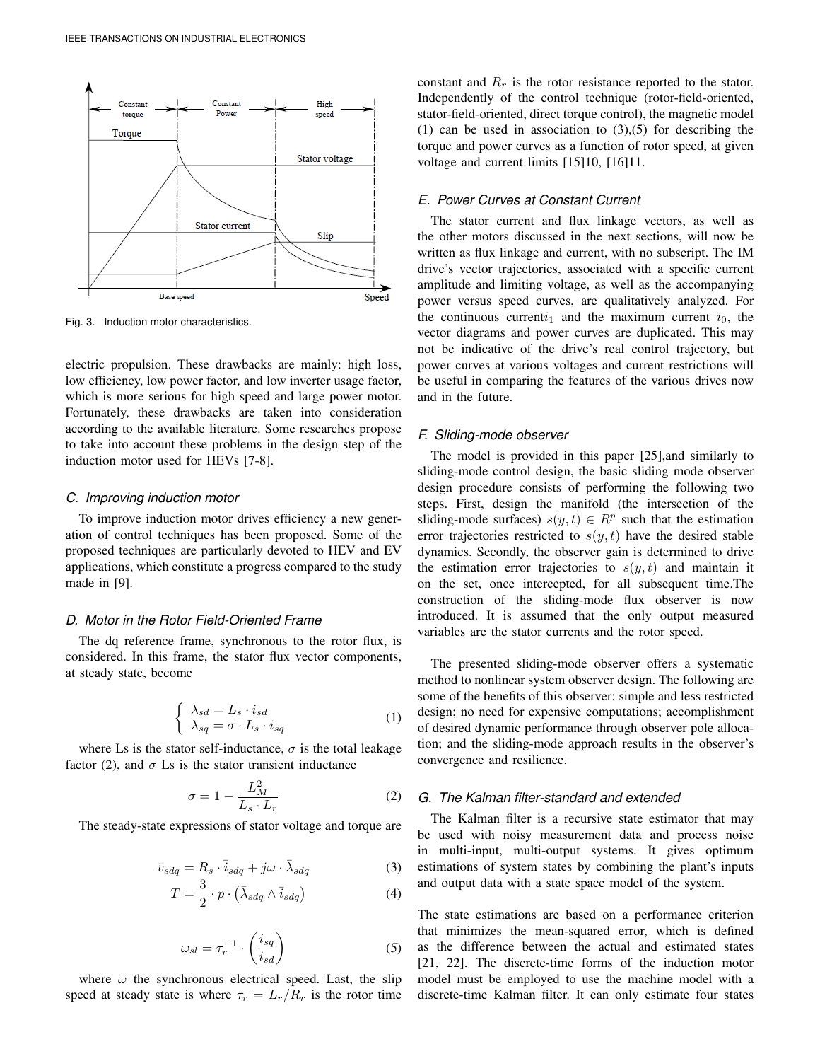Fig. 3. Induction motor characteristics.

electric propulsion. These drawbacks are mainly: high loss, low efficiency, low power factor, and low inverter usage factor, which is more serious for high speed and large power motor. Fortunately, these drawbacks are taken into consideration according to the available literature. Some researches propose to take into account these problems in the design step of the induction motor used for HEVs [7-8].

### C. Improving induction motor

To improve induction motor drives efficiency a new generation of control techniques has been proposed. Some of the proposed techniques are particularly devoted to HEV and EV applications, which constitute a progress compared to the study made in [9].

### D. Motor in the Rotor Field-Oriented Frame

The dq reference frame, synchronous to the rotor flux, is considered. In this frame, the stator flux vector components, at steady state, become

$$\begin{cases} \lambda_{sd} = L_s \cdot i_{sd} \\ \lambda_{sq} = \sigma \cdot L_s \cdot i_{sq} \end{cases} \tag{1}$$

where Ls is the stator self-inductance, $\sigma$ is the total leakage factor (2), and $\sigma$ Ls is the stator transient inductance

$$\sigma = 1 - \frac{L_M^2}{L_s \cdot L_r} \tag{2}$$

The steady-state expressions of stator voltage and torque are

$$\bar{v}_{sdq} = R_s \cdot \bar{i}_{sdq} + j\omega \cdot \bar{\lambda}_{sdq} \tag{3}$$

$$T = \frac{3}{2} \cdot p \cdot \left(\bar{\lambda}_{sdq} \wedge \bar{i}_{sdq}\right) \tag{4}$$

$$\omega_{sl} = \tau_r^{-1} \cdot \left(\frac{i_{sq}}{i_{sd}}\right) \tag{5}$$

where $\omega$ the synchronous electrical speed. Last, the slip speed at steady state is where $\tau_r = L_r/R_r$ is the rotor time constant and $R_r$ is the rotor resistance reported to the stator. Independently of the control technique (rotor-field-oriented, stator-field-oriented, direct torque control), the magnetic model (1) can be used in association to (3),(5) for describing the torque and power curves as a function of rotor speed, at given voltage and current limits [15]10, [16]11.

### E. Power Curves at Constant Current

The stator current and flux linkage vectors, as well as the other motors discussed in the next sections, will now be written as flux linkage and current, with no subscript. The IM drive's vector trajectories, associated with a specific current amplitude and limiting voltage, as well as the accompanying power versus speed curves, are qualitatively analyzed. For the continuous current$i_1$ and the maximum current $i_0$, the vector diagrams and power curves are duplicated. This may not be indicative of the drive's real control trajectory, but power curves at various voltages and current restrictions will be useful in comparing the features of the various drives now and in the future.

### F. Sliding-mode observer

The model is provided in this paper [25],and similarly to sliding-mode control design, the basic sliding mode observer design procedure consists of performing the following two steps. First, design the manifold (the intersection of the sliding-mode surfaces) $s(y,t) \in R^p$ such that the estimation error trajectories restricted to $s(y,t)$ have the desired stable dynamics. Secondly, the observer gain is determined to drive the estimation error trajectories to $s(y,t)$ and maintain it on the set, once intercepted, for all subsequent time.The construction of the sliding-mode flux observer is now introduced. It is assumed that the only output measured variables are the stator currents and the rotor speed.

The presented sliding-mode observer offers a systematic method to nonlinear system observer design. The following are some of the benefits of this observer: simple and less restricted design; no need for expensive computations; accomplishment of desired dynamic performance through observer pole allocation; and the sliding-mode approach results in the observer's convergence and resilience.

### G. The Kalman filter-standard and extended

The Kalman filter is a recursive state estimator that may be used with noisy measurement data and process noise in multi-input, multi-output systems. It gives optimum estimations of system states by combining the plant's inputs and output data with a state space model of the system.

The state estimations are based on a performance criterion that minimizes the mean-squared error, which is defined as the difference between the actual and estimated states [21, 22]. The discrete-time forms of the induction motor model must be employed to use the machine model with a discrete-time Kalman filter. It can only estimate four states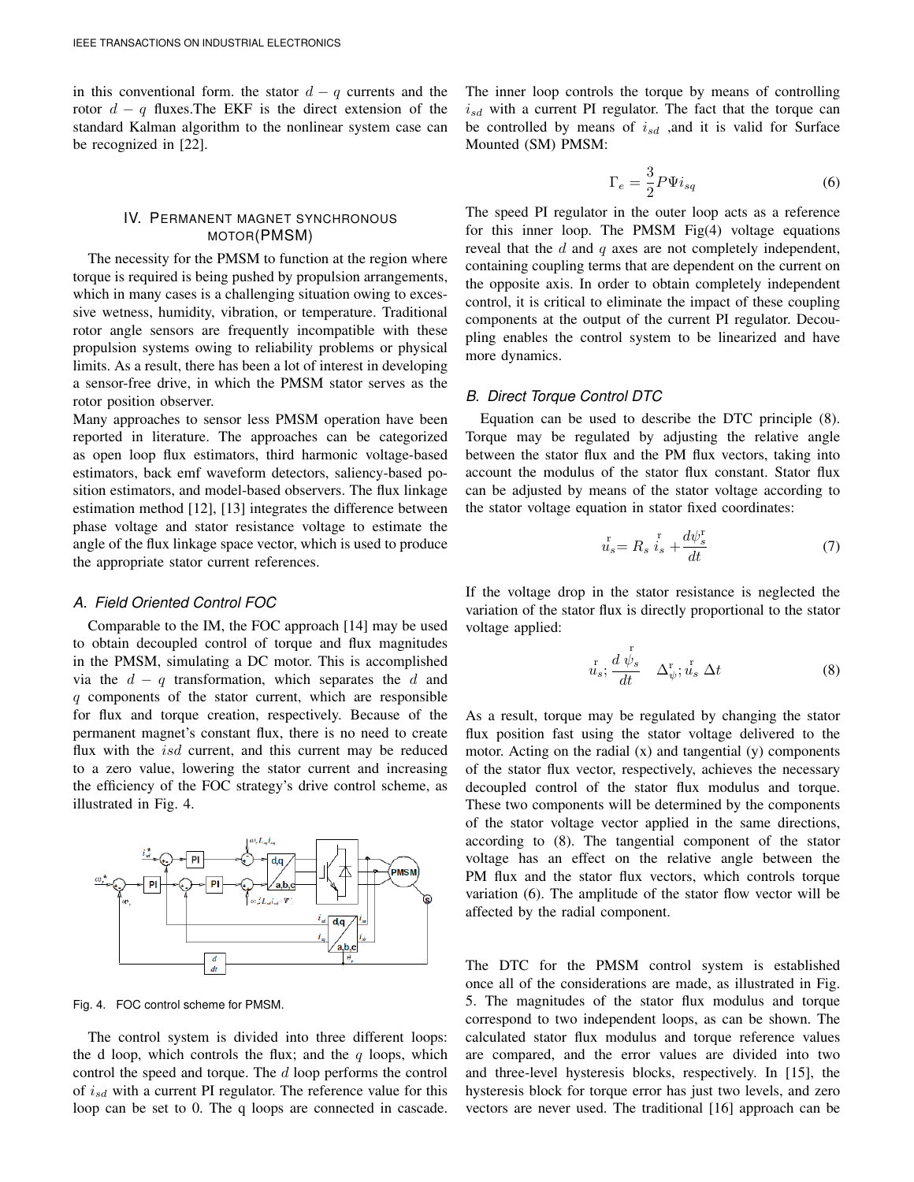in this conventional form. the stator $d-q$ currents and the rotor $d-q$ fluxes.The EKF is the direct extension of the standard Kalman algorithm to the nonlinear system case can be recognized in [22].

## IV. Permanent magnet synchronous motor(PMSM)

The necessity for the PMSM to function at the region where torque is required is being pushed by propulsion arrangements, which in many cases is a challenging situation owing to excessive wetness, humidity, vibration, or temperature. Traditional rotor angle sensors are frequently incompatible with these propulsion systems owing to reliability problems or physical limits. As a result, there has been a lot of interest in developing a sensor-free drive, in which the PMSM stator serves as the rotor position observer.

Many approaches to sensor less PMSM operation have been reported in literature. The approaches can be categorized as open loop flux estimators, third harmonic voltage-based estimators, back emf waveform detectors, saliency-based position estimators, and model-based observers. The flux linkage estimation method [12], [13] integrates the difference between phase voltage and stator resistance voltage to estimate the angle of the flux linkage space vector, which is used to produce the appropriate stator current references.

### A. Field Oriented Control FOC

Comparable to the IM, the FOC approach [14] may be used to obtain decoupled control of torque and flux magnitudes in the PMSM, simulating a DC motor. This is accomplished via the $d-q$ transformation, which separates the $d$ and $q$ components of the stator current, which are responsible for flux and torque creation, respectively. Because of the permanent magnet's constant flux, there is no need to create flux with the $isd$ current, and this current may be reduced to a zero value, lowering the stator current and increasing the efficiency of the FOC strategy's drive control scheme, as illustrated in Fig. 4.

Fig. 4. FOC control scheme for PMSM.

The control system is divided into three different loops: the d loop, which controls the flux; and the $q$ loops, which control the speed and torque. The $d$ loop performs the control of $i_{sd}$ with a current PI regulator. The reference value for this loop can be set to 0. The q loops are connected in cascade. The inner loop controls the torque by means of controlling $i_{sd}$ with a current PI regulator. The fact that the torque can be controlled by means of $i_{sd}$ ,and it is valid for Surface Mounted (SM) PMSM:

$$\Gamma_e = \frac{3}{2} P \Psi i_{sq} \tag{6}$$

The speed PI regulator in the outer loop acts as a reference for this inner loop. The PMSM Fig(4) voltage equations reveal that the $d$ and $q$ axes are not completely independent, containing coupling terms that are dependent on the current on the opposite axis. In order to obtain completely independent control, it is critical to eliminate the impact of these coupling components at the output of the current PI regulator. Decoupling enables the control system to be linearized and have more dynamics.

### B. Direct Torque Control DTC

Equation can be used to describe the DTC principle (8). Torque may be regulated by adjusting the relative angle between the stator flux and the PM flux vectors, taking into account the modulus of the stator flux constant. Stator flux can be adjusted by means of the stator voltage according to the stator voltage equation in stator fixed coordinates:

$$\overset{\mathrm{r}}{u}_s = R_s \, \overset{\mathrm{r}}{i}_s + \frac{d\psi_s^{\mathrm{r}}}{dt} \tag{7}$$

If the voltage drop in the stator resistance is neglected the variation of the stator flux is directly proportional to the stator voltage applied:

$$\overset{\mathrm{r}}{u}_s ; \frac{d \overset{\mathrm{r}}{\psi}_s}{dt} \quad \Delta_\psi^{\mathrm{r}} ; \overset{\mathrm{r}}{u}_s \, \Delta t \tag{8}$$

As a result, torque may be regulated by changing the stator flux position fast using the stator voltage delivered to the motor. Acting on the radial (x) and tangential (y) components of the stator flux vector, respectively, achieves the necessary decoupled control of the stator flux modulus and torque. These two components will be determined by the components of the stator voltage vector applied in the same directions, according to (8). The tangential component of the stator voltage has an effect on the relative angle between the PM flux and the stator flux vectors, which controls torque variation (6). The amplitude of the stator flow vector will be affected by the radial component.

The DTC for the PMSM control system is established once all of the considerations are made, as illustrated in Fig. 5. The magnitudes of the stator flux modulus and torque correspond to two independent loops, as can be shown. The calculated stator flux modulus and torque reference values are compared, and the error values are divided into two and three-level hysteresis blocks, respectively. In [15], the hysteresis block for torque error has just two levels, and zero vectors are never used. The traditional [16] approach can be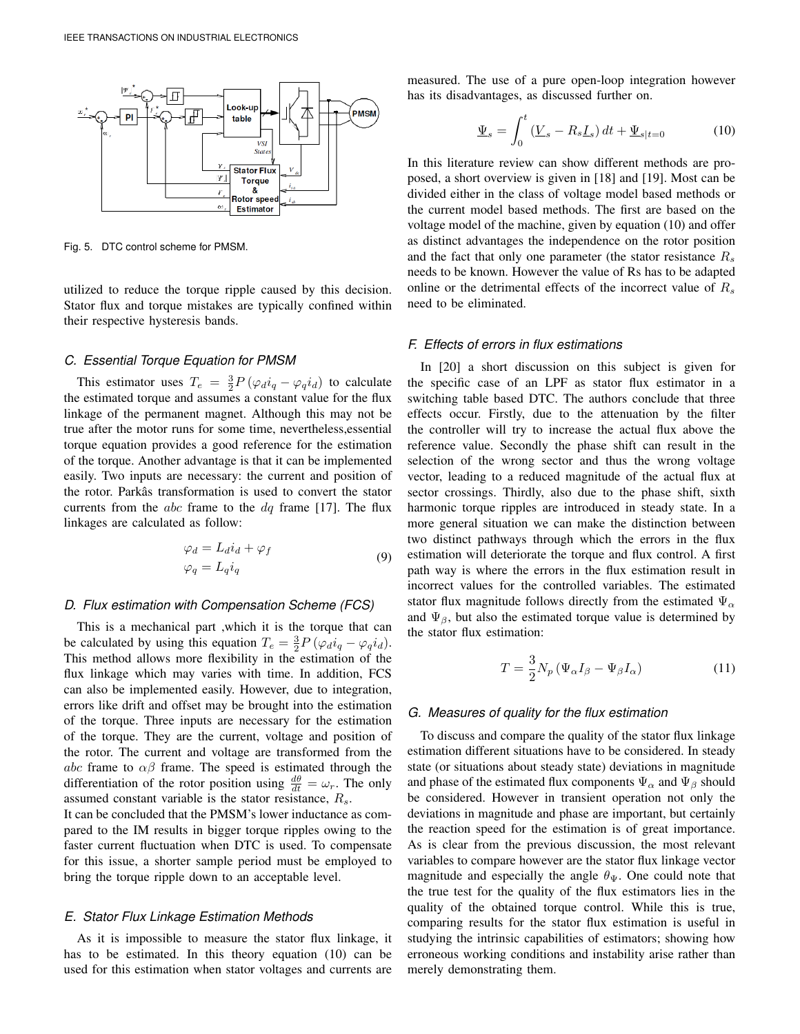Fig. 5. DTC control scheme for PMSM.

utilized to reduce the torque ripple caused by this decision. Stator flux and torque mistakes are typically confined within their respective hysteresis bands.

### C. Essential Torque Equation for PMSM

This estimator uses $T_e = \frac{3}{2}P\left(\varphi_d i_q - \varphi_q i_d\right)$ to calculate the estimated torque and assumes a constant value for the flux linkage of the permanent magnet. Although this may not be true after the motor runs for some time, nevertheless,essential torque equation provides a good reference for the estimation of the torque. Another advantage is that it can be implemented easily. Two inputs are necessary: the current and position of the rotor. Parkâs transformation is used to convert the stator currents from the $abc$ frame to the $dq$ frame [17]. The flux linkages are calculated as follow:

$$\begin{aligned} \varphi_d &= L_d i_d + \varphi_f \\ \varphi_q &= L_q i_q \end{aligned} \tag{9}$$

### D. Flux estimation with Compensation Scheme (FCS)

This is a mechanical part ,which it is the torque that can be calculated by using this equation $T_e = \frac{3}{2}P\left(\varphi_d i_q - \varphi_q i_d\right)$. This method allows more flexibility in the estimation of the flux linkage which may varies with time. In addition, FCS can also be implemented easily. However, due to integration, errors like drift and offset may be brought into the estimation of the torque. Three inputs are necessary for the estimation of the torque. They are the current, voltage and position of the rotor. The current and voltage are transformed from the $abc$ frame to $\alpha\beta$ frame. The speed is estimated through the differentiation of the rotor position using $\frac{d\theta}{dt} = \omega_r$. The only assumed constant variable is the stator resistance, $R_s$.
It can be concluded that the PMSM's lower inductance as compared to the IM results in bigger torque ripples owing to the faster current fluctuation when DTC is used. To compensate for this issue, a shorter sample period must be employed to bring the torque ripple down to an acceptable level.

### E. Stator Flux Linkage Estimation Methods

As it is impossible to measure the stator flux linkage, it has to be estimated. In this theory equation (10) can be used for this estimation when stator voltages and currents are measured. The use of a pure open-loop integration however has its disadvantages, as discussed further on.

$$\underline{\Psi}_s = \int_0^t \left(\underline{V}_s - R_s \underline{I}_s\right) dt + \underline{\Psi}_{s|t=0} \tag{10}$$

In this literature review can show different methods are proposed, a short overview is given in [18] and [19]. Most can be divided either in the class of voltage model based methods or the current model based methods. The first are based on the voltage model of the machine, given by equation (10) and offer as distinct advantages the independence on the rotor position and the fact that only one parameter (the stator resistance $R_s$ needs to be known. However the value of Rs has to be adapted online or the detrimental effects of the incorrect value of $R_s$ need to be eliminated.

### F. Effects of errors in flux estimations

In [20] a short discussion on this subject is given for the specific case of an LPF as stator flux estimator in a switching table based DTC. The authors conclude that three effects occur. Firstly, due to the attenuation by the filter the controller will try to increase the actual flux above the reference value. Secondly the phase shift can result in the selection of the wrong sector and thus the wrong voltage vector, leading to a reduced magnitude of the actual flux at sector crossings. Thirdly, also due to the phase shift, sixth harmonic torque ripples are introduced in steady state. In a more general situation we can make the distinction between two distinct pathways through which the errors in the flux estimation will deteriorate the torque and flux control. A first path way is where the errors in the flux estimation result in incorrect values for the controlled variables. The estimated stator flux magnitude follows directly from the estimated $\Psi_\alpha$ and $\Psi_\beta$, but also the estimated torque value is determined by the stator flux estimation:

$$T = \frac{3}{2}N_p\left(\Psi_\alpha I_\beta - \Psi_\beta I_\alpha\right) \tag{11}$$

### G. Measures of quality for the flux estimation

To discuss and compare the quality of the stator flux linkage estimation different situations have to be considered. In steady state (or situations about steady state) deviations in magnitude and phase of the estimated flux components $\Psi_\alpha$ and $\Psi_\beta$ should be considered. However in transient operation not only the deviations in magnitude and phase are important, but certainly the reaction speed for the estimation is of great importance. As is clear from the previous discussion, the most relevant variables to compare however are the stator flux linkage vector magnitude and especially the angle $\theta_\Psi$. One could note that the true test for the quality of the flux estimators lies in the quality of the obtained torque control. While this is true, comparing results for the stator flux estimation is useful in studying the intrinsic capabilities of estimators; showing how erroneous working conditions and instability arise rather than merely demonstrating them.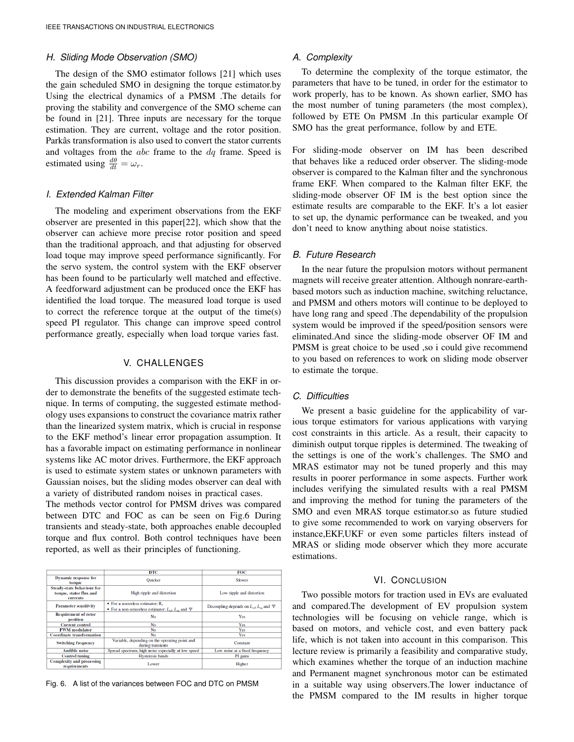### H. Sliding Mode Observation (SMO)

The design of the SMO estimator follows [21] which uses the gain scheduled SMO in designing the torque estimator.by Using the electrical dynamics of a PMSM .The details for proving the stability and convergence of the SMO scheme can be found in [21]. Three inputs are necessary for the torque estimation. They are current, voltage and the rotor position. Parkâs transformation is also used to convert the stator currents and voltages from the $abc$ frame to the $dq$ frame. Speed is estimated using $\frac{d\theta}{dt} = \omega_r$.

### I. Extended Kalman Filter

The modeling and experiment observations from the EKF observer are presented in this paper[22], which show that the observer can achieve more precise rotor position and speed than the traditional approach, and that adjusting for observed load toque may improve speed performance significantly. For the servo system, the control system with the EKF observer has been found to be particularly well matched and effective. A feedforward adjustment can be produced once the EKF has identified the load torque. The measured load torque is used to correct the reference torque at the output of the time(s) speed PI regulator. This change can improve speed control performance greatly, especially when load torque varies fast.

## V. CHALLENGES

This discussion provides a comparison with the EKF in order to demonstrate the benefits of the suggested estimate technique. In terms of computing, the suggested estimate methodology uses expansions to construct the covariance matrix rather than the linearized system matrix, which is crucial in response to the EKF method's linear error propagation assumption. It has a favorable impact on estimating performance in nonlinear systems like AC motor drives. Furthermore, the EKF approach is used to estimate system states or unknown parameters with Gaussian noises, but the sliding modes observer can deal with a variety of distributed random noises in practical cases.
The methods vector control for PMSM drives was compared between DTC and FOC as can be seen on Fig.6 During transients and steady-state, both approaches enable decoupled torque and flux control. Both control techniques have been reported, as well as their principles of functioning.

| | DTC | FOC |
|---|---|---|
| Dynamic response for torque | Quicker | Slower |
| Steady-state behaviour for torque, stator flux and currents | High ripple and distortion | Low ripple and distortion |
| Parameter sensitivity | • For a sensorless estimator: $R_s$<br>• For a non-sensorless estimator: $L_{sd}$, $L_{sq}$ and $\Psi$ | Decoupling depends on $L_{sd}$, $L_{sq}$ and $\Psi$ |
| Requirement of rotor position | No | Yes |
| Current control | No | Yes |
| PWM modulator | No | Yes |
| Coordinate transformation | No | Yes |
| Switching frequency | Variable, depending on the operating point and during transients | Constant |
| Audible noise | Spread spectrum, high noise especially at low speed | Low noise at a fixed frequency |
| Control tuning | Hysteresis bands | PI gains |
| Complexity and processing requirements | Lower | Higher |

Fig. 6. A list of the variances between FOC and DTC on PMSM

### A. Complexity

To determine the complexity of the torque estimator, the parameters that have to be tuned, in order for the estimator to work properly, has to be known. As shown earlier, SMO has the most number of tuning parameters (the most complex), followed by ETE On PMSM .In this particular example Of SMO has the great performance, follow by and ETE.

For sliding-mode observer on IM has been described that behaves like a reduced order observer. The sliding-mode observer is compared to the Kalman filter and the synchronous frame EKF. When compared to the Kalman filter EKF, the sliding-mode observer OF IM is the best option since the estimate results are comparable to the EKF. It's a lot easier to set up, the dynamic performance can be tweaked, and you don't need to know anything about noise statistics.

### B. Future Research

In the near future the propulsion motors without permanent magnets will receive greater attention. Although nonrare-earth-based motors such as induction machine, switching reluctance, and PMSM and others motors will continue to be deployed to have long rang and speed .The dependability of the propulsion system would be improved if the speed/position sensors were eliminated.And since the sliding-mode observer OF IM and PMSM is great choice to be used ,so i could give recommend to you based on references to work on sliding mode observer to estimate the torque.

### C. Difficulties

We present a basic guideline for the applicability of various torque estimators for various applications with varying cost constraints in this article. As a result, their capacity to diminish output torque ripples is determined. The tweaking of the settings is one of the work's challenges. The SMO and MRAS estimator may not be tuned properly and this may results in poorer performance in some aspects. Further work includes verifying the simulated results with a real PMSM and improving the method for tuning the parameters of the SMO and even MRAS torque estimator.so as future studied to give some recommended to work on varying observers for instance,EKF,UKF or even some particles filters instead of MRAS or sliding mode observer which they more accurate estimations.

## VI. CONCLUSION

Two possible motors for traction used in EVs are evaluated and compared.The development of EV propulsion system technologies will be focusing on vehicle range, which is based on motors, and vehicle cost, and even battery pack life, which is not taken into account in this comparison. This lecture review is primarily a feasibility and comparative study, which examines whether the torque of an induction machine and Permanent magnet synchronous motor can be estimated in a suitable way using observers.The lower inductance of the PMSM compared to the IM results in higher torque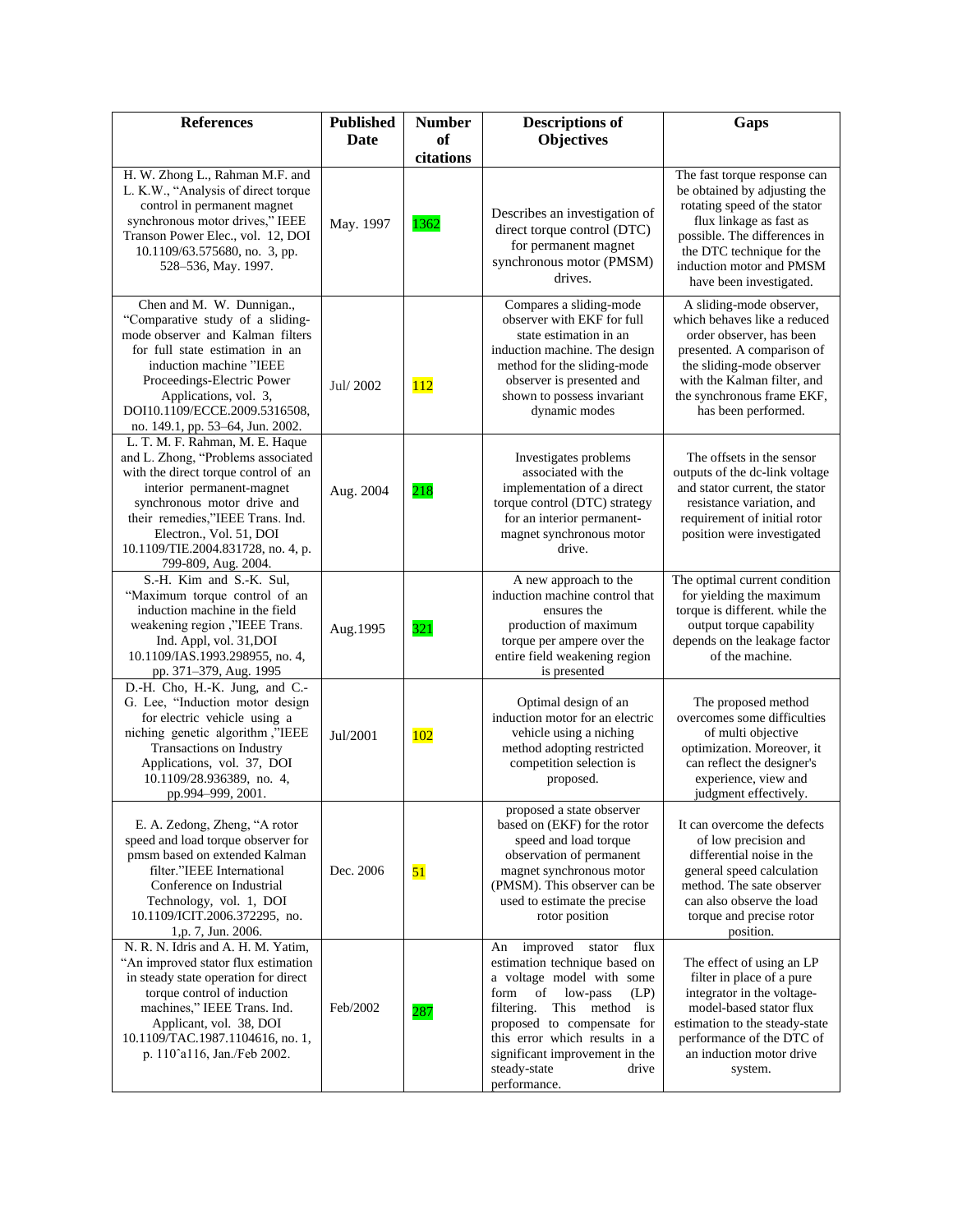| References | Published Date | Number of citations | Descriptions of Objectives | Gaps |
|---|---|---|---|---|
| H. W. Zhong L., Rahman M.F. and L. K.W., "Analysis of direct torque control in permanent magnet synchronous motor drives," IEEE Transon Power Elec., vol. 12, DOI 10.1109/63.575680, no. 3, pp. 528–536, May. 1997. | May. 1997 | 1362 | Describes an investigation of direct torque control (DTC) for permanent magnet synchronous motor (PMSM) drives. | The fast torque response can be obtained by adjusting the rotating speed of the stator flux linkage as fast as possible. The differences in the DTC technique for the induction motor and PMSM have been investigated. |
| Chen and M. W. Dunnigan., "Comparative study of a sliding-mode observer and Kalman filters for full state estimation in an induction machine "IEEE Proceedings-Electric Power Applications, vol. 3, DOI10.1109/ECCE.2009.5316508, no. 149.1, pp. 53–64, Jun. 2002. | Jul/ 2002 | 112 | Compares a sliding-mode observer with EKF for full state estimation in an induction machine. The design method for the sliding-mode observer is presented and shown to possess invariant dynamic modes | A sliding-mode observer, which behaves like a reduced order observer, has been presented. A comparison of the sliding-mode observer with the Kalman filter, and the synchronous frame EKF, has been performed. |
| L. T. M. F. Rahman, M. E. Haque and L. Zhong, "Problems associated with the direct torque control of an interior permanent-magnet synchronous motor drive and their remedies,"IEEE Trans. Ind. Electron., Vol. 51, DOI 10.1109/TIE.2004.831728, no. 4, p. 799-809, Aug. 2004. | Aug. 2004 | 218 | Investigates problems associated with the implementation of a direct torque control (DTC) strategy for an interior permanent-magnet synchronous motor drive. | The offsets in the sensor outputs of the dc-link voltage and stator current, the stator resistance variation, and requirement of initial rotor position were investigated |
| S.-H. Kim and S.-K. Sul, "Maximum torque control of an induction machine in the field weakening region ,"IEEE Trans. Ind. Appl, vol. 31,DOI 10.1109/IAS.1993.298955, no. 4, pp. 371–379, Aug. 1995 | Aug.1995 | 321 | A new approach to the induction machine control that ensures the production of maximum torque per ampere over the entire field weakening region is presented | The optimal current condition for yielding the maximum torque is different. while the output torque capability depends on the leakage factor of the machine. |
| D.-H. Cho, H.-K. Jung, and C.-G. Lee, "Induction motor design for electric vehicle using a niching genetic algorithm ,"IEEE Transactions on Industry Applications, vol. 37, DOI 10.1109/28.936389, no. 4, pp.994–999, 2001. | Jul/2001 | 102 | Optimal design of an induction motor for an electric vehicle using a niching method adopting restricted competition selection is proposed. | The proposed method overcomes some difficulties of multi objective optimization. Moreover, it can reflect the designer's experience, view and judgment effectively. |
| E. A. Zedong, Zheng, "A rotor speed and load torque observer for pmsm based on extended Kalman filter."IEEE International Conference on Industrial Technology, vol. 1, DOI 10.1109/ICIT.2006.372295, no. 1,p. 7, Jun. 2006. | Dec. 2006 | 51 | proposed a state observer based on (EKF) for the rotor speed and load torque observation of permanent magnet synchronous motor (PMSM). This observer can be used to estimate the precise rotor position | It can overcome the defects of low precision and differential noise in the general speed calculation method. The sate observer can also observe the load torque and precise rotor position. |
| N. R. N. Idris and A. H. M. Yatim, "An improved stator flux estimation in steady state operation for direct torque control of induction machines," IEEE Trans. Ind. Applicant, vol. 38, DOI 10.1109/TAC.1987.1104616, no. 1, p. 110ˆa116, Jan./Feb 2002. | Feb/2002 | 287 | An improved stator flux estimation technique based on a voltage model with some form of low-pass (LP) filtering. This method is proposed to compensate for this error which results in a significant improvement in the steady-state drive performance. | The effect of using an LP filter in place of a pure integrator in the voltage-model-based stator flux estimation to the steady-state performance of the DTC of an induction motor drive system. |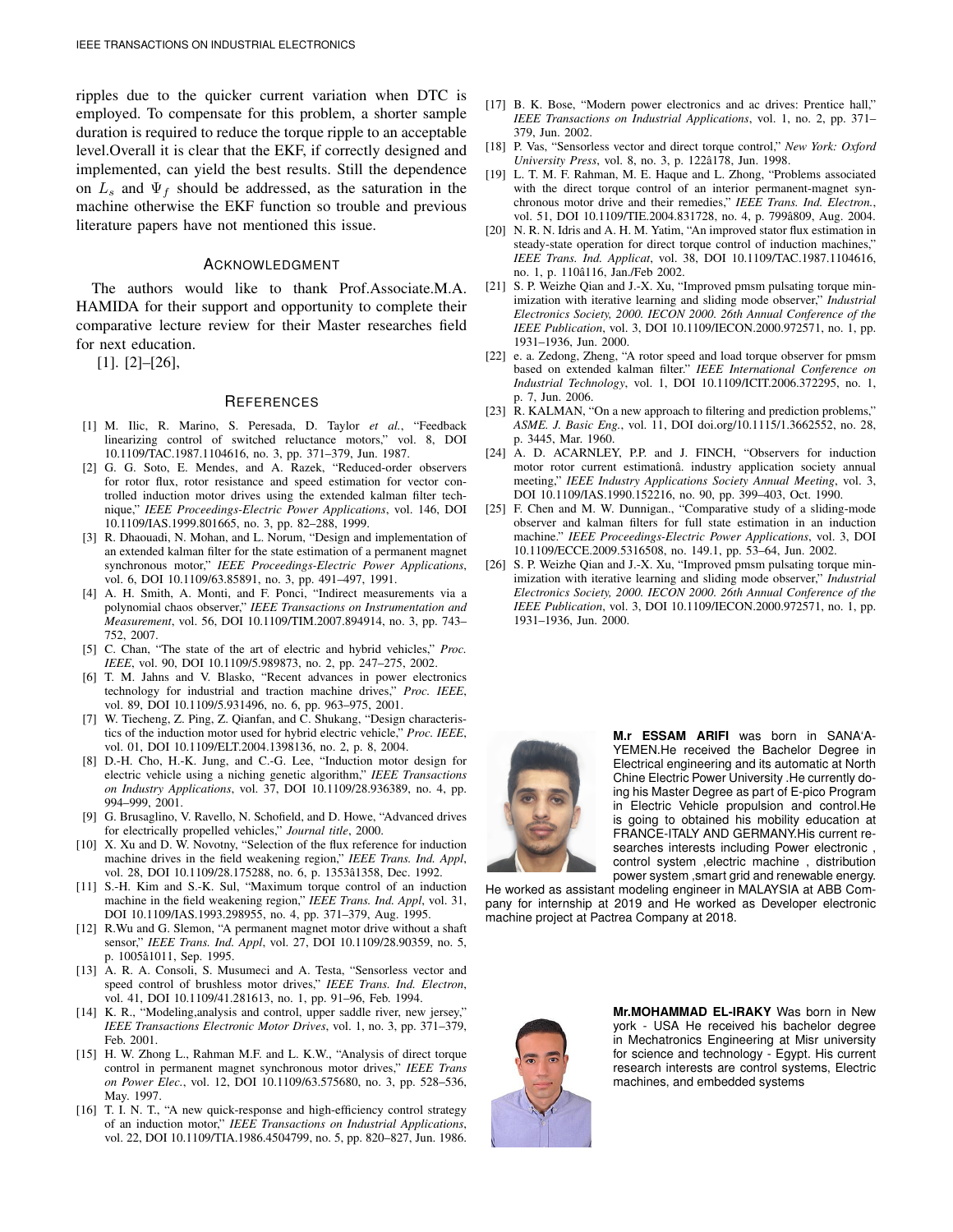ripples due to the quicker current variation when DTC is employed. To compensate for this problem, a shorter sample duration is required to reduce the torque ripple to an acceptable level.Overall it is clear that the EKF, if correctly designed and implemented, can yield the best results. Still the dependence on $L_s$ and $\Psi_f$ should be addressed, as the saturation in the machine otherwise the EKF function so trouble and previous literature papers have not mentioned this issue.

## ACKNOWLEDGMENT

The authors would like to thank Prof.Associate.M.A. HAMIDA for their support and opportunity to complete their comparative lecture review for their Master researches field for next education.

[1]. [2]–[26],

## REFERENCES

[1] M. Ilic, R. Marino, S. Peresada, D. Taylor *et al.*, "Feedback linearizing control of switched reluctance motors," vol. 8, DOI 10.1109/TAC.1987.1104616, no. 3, pp. 371–379, Jun. 1987.

[2] G. G. Soto, E. Mendes, and A. Razek, "Reduced-order observers for rotor flux, rotor resistance and speed estimation for vector controlled induction motor drives using the extended kalman filter technique," *IEEE Proceedings-Electric Power Applications*, vol. 146, DOI 10.1109/IAS.1999.801665, no. 3, pp. 82–288, 1999.

[3] R. Dhaouadi, N. Mohan, and L. Norum, "Design and implementation of an extended kalman filter for the state estimation of a permanent magnet synchronous motor," *IEEE Proceedings-Electric Power Applications*, vol. 6, DOI 10.1109/63.85891, no. 3, pp. 491–497, 1991.

[4] A. H. Smith, A. Monti, and F. Ponci, "Indirect measurements via a polynomial chaos observer," *IEEE Transactions on Instrumentation and Measurement*, vol. 56, DOI 10.1109/TIM.2007.894914, no. 3, pp. 743–752, 2007.

[5] C. Chan, "The state of the art of electric and hybrid vehicles," *Proc. IEEE*, vol. 90, DOI 10.1109/5.989873, no. 2, pp. 247–275, 2002.

[6] T. M. Jahns and V. Blasko, "Recent advances in power electronics technology for industrial and traction machine drives," *Proc. IEEE*, vol. 89, DOI 10.1109/5.931496, no. 6, pp. 963–975, 2001.

[7] W. Tiecheng, Z. Ping, Z. Qianfan, and C. Shukang, "Design characteristics of the induction motor used for hybrid electric vehicle," *Proc. IEEE*, vol. 01, DOI 10.1109/ELT.2004.1398136, no. 2, p. 8, 2004.

[8] D.-H. Cho, H.-K. Jung, and C.-G. Lee, "Induction motor design for electric vehicle using a niching genetic algorithm," *IEEE Transactions on Industry Applications*, vol. 37, DOI 10.1109/28.936389, no. 4, pp. 994–999, 2001.

[9] G. Brusaglino, V. Ravello, N. Schofield, and D. Howe, "Advanced drives for electrically propelled vehicles," *Journal title*, 2000.

[10] X. Xu and D. W. Novotny, "Selection of the flux reference for induction machine drives in the field weakening region," *IEEE Trans. Ind. Appl*, vol. 28, DOI 10.1109/28.175288, no. 6, p. 1353â1358, Dec. 1992.

[11] S.-H. Kim and S.-K. Sul, "Maximum torque control of an induction machine in the field weakening region," *IEEE Trans. Ind. Appl*, vol. 31, DOI 10.1109/IAS.1993.298955, no. 4, pp. 371–379, Aug. 1995.

[12] R.Wu and G. Slemon, "A permanent magnet motor drive without a shaft sensor," *IEEE Trans. Ind. Appl*, vol. 27, DOI 10.1109/28.90359, no. 5, p. 1005â1011, Sep. 1995.

[13] A. R. A. Consoli, S. Musumeci and A. Testa, "Sensorless vector and speed control of brushless motor drives," *IEEE Trans. Ind. Electron*, vol. 41, DOI 10.1109/41.281613, no. 1, pp. 91–96, Feb. 1994.

[14] K. R., "Modeling,analysis and control, upper saddle river, new jersey," *IEEE Transactions Electronic Motor Drives*, vol. 1, no. 3, pp. 371–379, Feb. 2001.

[15] H. W. Zhong L., Rahman M.F. and L. K.W., "Analysis of direct torque control in permanent magnet synchronous motor drives," *IEEE Trans on Power Elec.*, vol. 12, DOI 10.1109/63.575680, no. 3, pp. 528–536, May. 1997.

[16] T. I. N. T., "A new quick-response and high-efficiency control strategy of an induction motor," *IEEE Transactions on Industrial Applications*, vol. 22, DOI 10.1109/TIA.1986.4504799, no. 5, pp. 820–827, Jun. 1986.

[17] B. K. Bose, "Modern power electronics and ac drives: Prentice hall," *IEEE Transactions on Industrial Applications*, vol. 1, no. 2, pp. 371–379, Jun. 2002.

[18] P. Vas, "Sensorless vector and direct torque control," *New York: Oxford University Press*, vol. 8, no. 3, p. 122â178, Jun. 1998.

[19] L. T. M. F. Rahman, M. E. Haque and L. Zhong, "Problems associated with the direct torque control of an interior permanent-magnet synchronous motor drive and their remedies," *IEEE Trans. Ind. Electron.*, vol. 51, DOI 10.1109/TIE.2004.831728, no. 4, p. 799â809, Aug. 2004.

[20] N. R. N. Idris and A. H. M. Yatim, "An improved stator flux estimation in steady-state operation for direct torque control of induction machines," *IEEE Trans. Ind. Applicat*, vol. 38, DOI 10.1109/TAC.1987.1104616, no. 1, p. 110â116, Jan./Feb 2002.

[21] S. P. Weizhe Qian and J.-X. Xu, "Improved pmsm pulsating torque minimization with iterative learning and sliding mode observer," *Industrial Electronics Society, 2000. IECON 2000. 26th Annual Conference of the IEEE Publication*, vol. 3, DOI 10.1109/IECON.2000.972571, no. 1, pp. 1931–1936, Jun. 2000.

[22] e. a. Zedong, Zheng, "A rotor speed and load torque observer for pmsm based on extended kalman filter." *IEEE International Conference on Industrial Technology*, vol. 1, DOI 10.1109/ICIT.2006.372295, no. 1, p. 7, Jun. 2006.

[23] R. KALMAN, "On a new approach to filtering and prediction problems," *ASME. J. Basic Eng.*, vol. 11, DOI doi.org/10.1115/1.3662552, no. 28, p. 3445, Mar. 1960.

[24] A. D. ACARNLEY, P.P. and J. FINCH, "Observers for induction motor rotor current estimationâ. industry application society annual meeting," *IEEE Industry Applications Society Annual Meeting*, vol. 3, DOI 10.1109/IAS.1990.152216, no. 90, pp. 399–403, Oct. 1990.

[25] F. Chen and M. W. Dunnigan., "Comparative study of a sliding-mode observer and kalman filters for full state estimation in an induction machine." *IEEE Proceedings-Electric Power Applications*, vol. 3, DOI 10.1109/ECCE.2009.5316508, no. 149.1, pp. 53–64, Jun. 2002.

[26] S. P. Weizhe Qian and J.-X. Xu, "Improved pmsm pulsating torque minimization with iterative learning and sliding mode observer," *Industrial Electronics Society, 2000. IECON 2000. 26th Annual Conference of the IEEE Publication*, vol. 3, DOI 10.1109/IECON.2000.972571, no. 1, pp. 1931–1936, Jun. 2000.

**M.r ESSAM ARIFI** was born in SANA'A-YEMEN.He received the Bachelor Degree in Electrical engineering and its automatic at North Chine Electric Power University .He currently doing his Master Degree as part of E-pico Program in Electric Vehicle propulsion and control.He is going to obtained his mobility education at FRANCE-ITALY AND GERMANY.His current researches interests including Power electronic , control system ,electric machine , distribution power system ,smart grid and renewable energy. He worked as assistant modeling engineer in MALAYSIA at ABB Company for internship at 2019 and He worked as Developer electronic machine project at Pactrea Company at 2018.

**Mr.MOHAMMAD EL-IRAKY** Was born in New york - USA He received his bachelor degree in Mechatronics Engineering at Misr university for science and technology - Egypt. His current research interests are control systems, Electric machines, and embedded systems